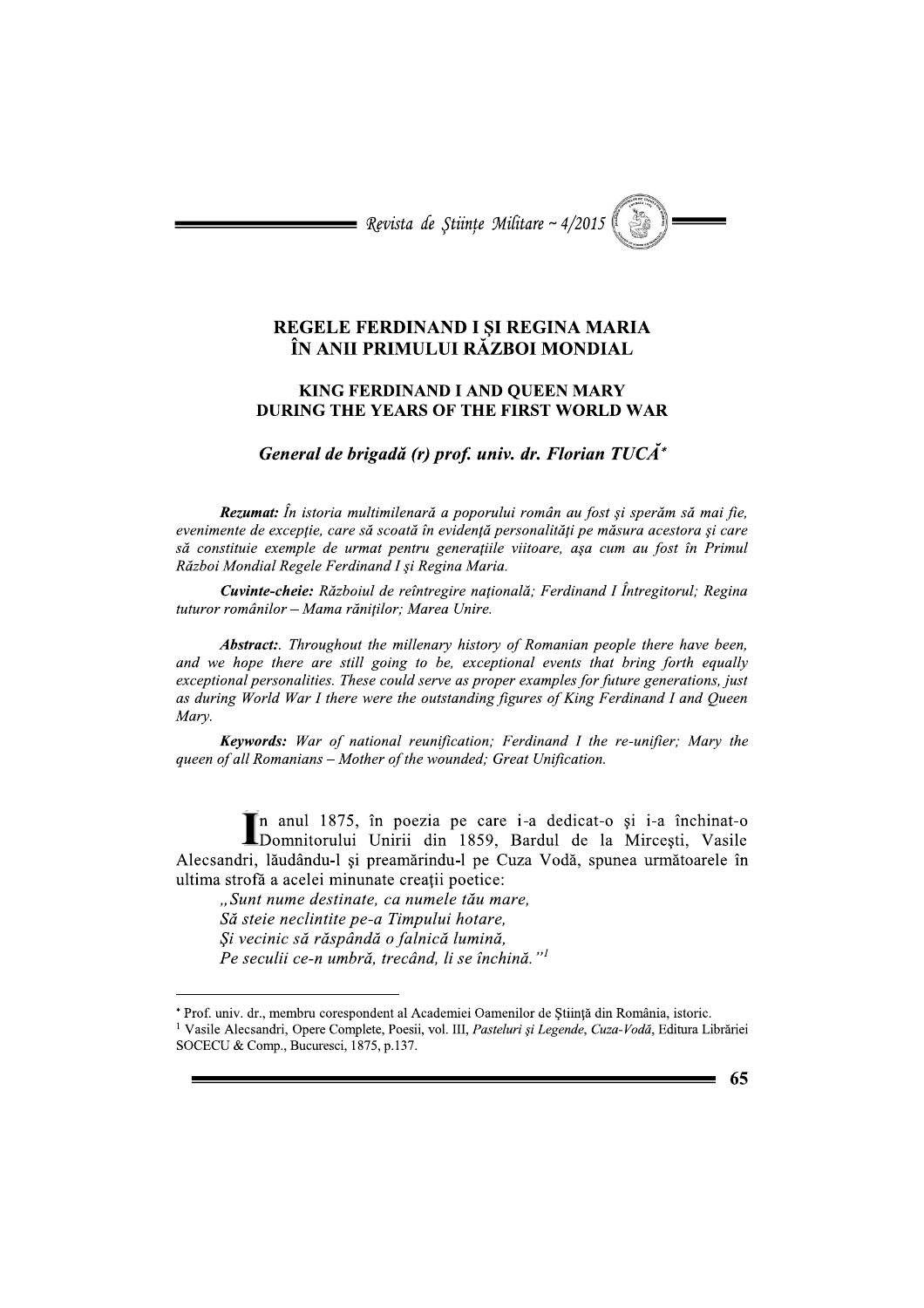# REGELE FERDINAND I ŞI REGINA MARIA ÎN ANII PRIMULUI RĂZBOI MONDIAL

## KING FERDINAND I AND QUEEN MARY DURING THE YEARS OF THE FIRST WORLD WAR

### *General de brigadă (r) prof. univ. dr. Florian TUCĂ*[*]

***Rezumat:*** *În istoria multimilenară a poporului român au fost şi sperăm să mai fie, evenimente de excepţie, care să scoată în evidenţă personalităţi pe măsura acestora şi care să constituie exemple de urmat pentru generaţiile viitoare, aşa cum au fost în Primul Război Mondial Regele Ferdinand I şi Regina Maria.*

***Cuvinte-cheie:*** *Războiul de reîntregire naţională; Ferdinand I Întregitorul; Regina tuturor românilor – Mama răniţilor; Marea Unire.*

***Abstract:*.** *Throughout the millenary history of Romanian people there have been, and we hope there are still going to be, exceptional events that bring forth equally exceptional personalities. These could serve as proper examples for future generations, just as during World War I there were the outstanding figures of King Ferdinand I and Queen Mary.*

***Keywords:*** *War of national reunification; Ferdinand I the re-unifier; Mary the queen of all Romanians – Mother of the wounded; Great Unification.*

În anul 1875, în poezia pe care i-a dedicat-o şi i-a închinat-o Domnitorului Unirii din 1859, Bardul de la Mirceşti, Vasile Alecsandri, lăudându-l şi preamărindu-l pe Cuza Vodă, spunea următoarele în ultima strofă a acelei minunate creaţii poetice:

*„Sunt nume destinate, ca numele tău mare,*
*Să steie neclintite pe-a Timpului hotare,*
*Şi vecinic să răspândă o falnică lumină,*
*Pe seculii ce-n umbră, trecând, li se închină."*[1]

---

[*] Prof. univ. dr., membru corespondent al Academiei Oamenilor de Ştiinţă din România, istoric.

[1] Vasile Alecsandri, Opere Complete, Poesii, vol. III, *Pasteluri şi Legende*, *Cuza-Vodă*, Editura Librăriei SOCECU & Comp., Bucuresci, 1875, p.137.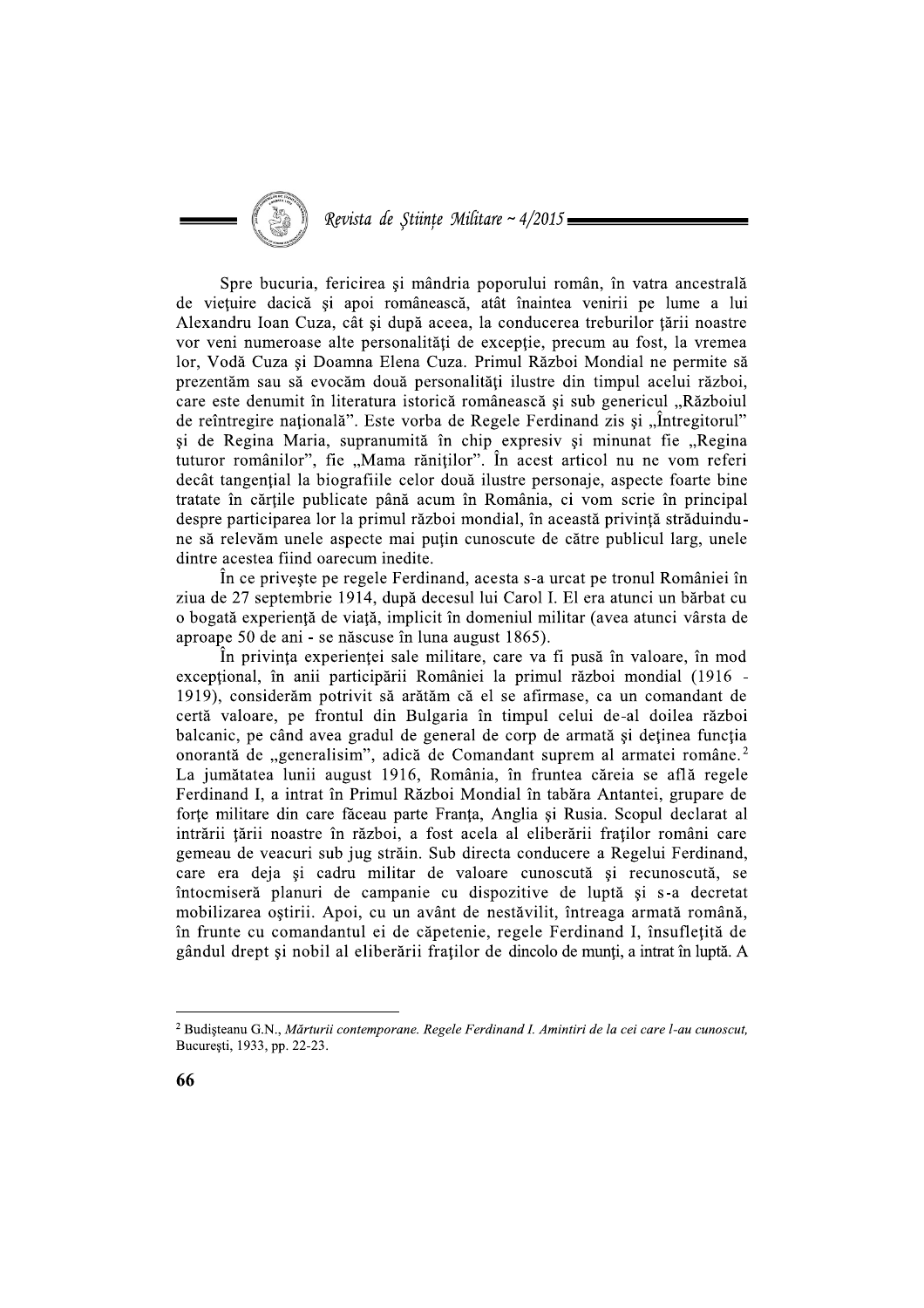Spre bucuria, fericirea şi mândria poporului român, în vatra ancestrală de vieţuire dacică şi apoi românească, atât înaintea venirii pe lume a lui Alexandru Ioan Cuza, cât şi după aceea, la conducerea treburilor ţării noastre vor veni numeroase alte personalităţi de excepţie, precum au fost, la vremea lor, Vodă Cuza şi Doamna Elena Cuza. Primul Război Mondial ne permite să prezentăm sau să evocăm două personalităţi ilustre din timpul acelui război, care este denumit în literatura istorică românească şi sub genericul „Războiul de reîntregire naţională". Este vorba de Regele Ferdinand zis şi „Întregitorul" şi de Regina Maria, supranumită în chip expresiv şi minunat fie „Regina tuturor românilor", fie „Mama răniţilor". În acest articol nu ne vom referi decât tangenţial la biografiile celor două ilustre personaje, aspecte foarte bine tratate în cărţile publicate până acum în România, ci vom scrie în principal despre participarea lor la primul război mondial, în această privinţă străduindu-ne să relevăm unele aspecte mai puţin cunoscute de către publicul larg, unele dintre acestea fiind oarecum inedite.

În ce priveşte pe regele Ferdinand, acesta s-a urcat pe tronul României în ziua de 27 septembrie 1914, după decesul lui Carol I. El era atunci un bărbat cu o bogată experienţă de viaţă, implicit în domeniul militar (avea atunci vârsta de aproape 50 de ani - se născuse în luna august 1865).

În privinţa experienţei sale militare, care va fi pusă în valoare, în mod excepţional, în anii participării României la primul război mondial (1916 - 1919), considerăm potrivit să arătăm că el se afirmase, ca un comandant de certă valoare, pe frontul din Bulgaria în timpul celui de-al doilea război balcanic, pe când avea gradul de general de corp de armată şi deţinea funcţia onorantă de „generalisim", adică de Comandant suprem al armatei române.[2] La jumătatea lunii august 1916, România, în fruntea căreia se află regele Ferdinand I, a intrat în Primul Război Mondial în tabăra Antantei, grupare de forţe militare din care făceau parte Franţa, Anglia şi Rusia. Scopul declarat al intrării ţării noastre în război, a fost acela al eliberării fraţilor români care gemeau de veacuri sub jug străin. Sub directa conducere a Regelui Ferdinand, care era deja şi cadru militar de valoare cunoscută şi recunoscută, se întocmiseră planuri de campanie cu dispozitive de luptă şi s-a decretat mobilizarea oştirii. Apoi, cu un avânt de nestăvilit, întreaga armată română, în frunte cu comandantul ei de căpetenie, regele Ferdinand I, însufleţită de gândul drept şi nobil al eliberării fraţilor de dincolo de munţi, a intrat în luptă. A

---

[2] Budişteanu G.N., *Mărturii contemporane. Regele Ferdinand I. Amintiri de la cei care l-au cunoscut*, Bucureşti, 1933, pp. 22-23.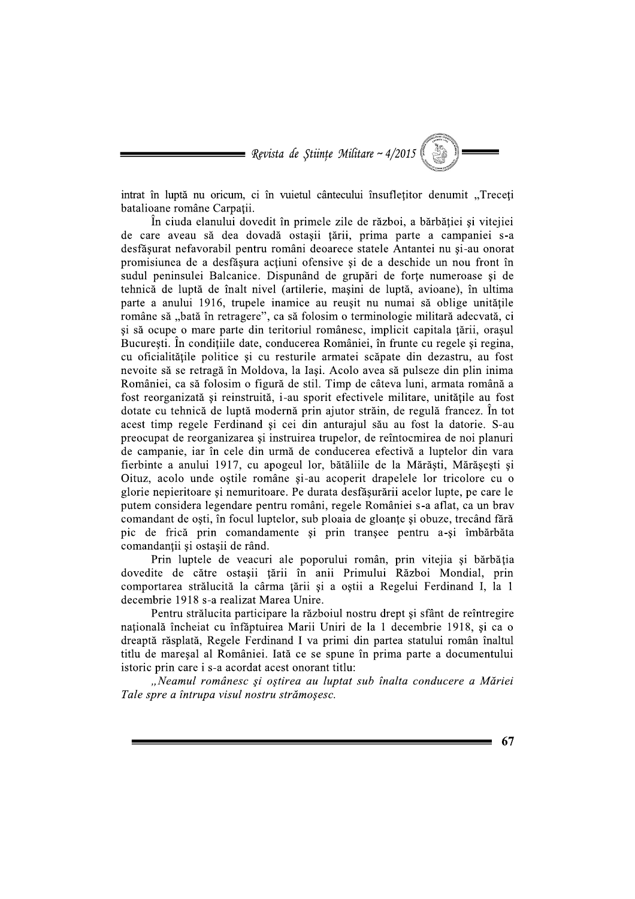intrat în luptă nu oricum, ci în vuietul cântecului însufleţitor denumit „Treceţi batalioane române Carpaţii.

În ciuda elanului dovedit în primele zile de război, a bărbăţiei şi vitejiei de care aveau să dea dovadă ostaşii ţării, prima parte a campaniei s-a desfăşurat nefavorabil pentru români deoarece statele Antantei nu şi-au onorat promisiunea de a desfăşura acţiuni ofensive şi de a deschide un nou front în sudul peninsulei Balcanice. Dispunând de grupări de forţe numeroase şi de tehnică de luptă de înalt nivel (artilerie, maşini de luptă, avioane), în ultima parte a anului 1916, trupele inamice au reuşit nu numai să oblige unităţile române să „bată în retragere", ca să folosim o terminologie militară adecvată, ci şi să ocupe o mare parte din teritoriul românesc, implicit capitala ţării, oraşul Bucureşti. În condiţiile date, conducerea României, în frunte cu regele şi regina, cu oficialităţile politice şi cu resturile armatei scăpate din dezastru, au fost nevoite să se retragă în Moldova, la Iaşi. Acolo avea să pulseze din plin inima României, ca să folosim o figură de stil. Timp de câteva luni, armata română a fost reorganizată şi reinstruită, i-au sporit efectivele militare, unităţile au fost dotate cu tehnică de luptă modernă prin ajutor străin, de regulă francez. În tot acest timp regele Ferdinand şi cei din anturajul său au fost la datorie. S-au preocupat de reorganizarea şi instruirea trupelor, de reîntocmirea de noi planuri de campanie, iar în cele din urmă de conducerea efectivă a luptelor din vara fierbinte a anului 1917, cu apogeul lor, bătăliile de la Mărăşti, Mărăşeşti şi Oituz, acolo unde oştile române şi-au acoperit drapelele lor tricolore cu o glorie nepieritoare şi nemuritoare. Pe durata desfăşurării acelor lupte, pe care le putem considera legendare pentru români, regele României s-a aflat, ca un brav comandant de oşti, în focul luptelor, sub ploaia de gloanţe şi obuze, trecând fără pic de frică prin comandamente şi prin tranşee pentru a-şi îmbărbăta comandanţii şi ostaşii de rând.

Prin luptele de veacuri ale poporului român, prin vitejia şi bărbăţia dovedite de către ostaşii ţării în anii Primului Război Mondial, prin comportarea strălucită la cârma ţării şi a oştii a Regelui Ferdinand I, la 1 decembrie 1918 s-a realizat Marea Unire.

Pentru strălucita participare la războiul nostru drept şi sfânt de reîntregire naţională încheiat cu înfăptuirea Marii Uniri de la 1 decembrie 1918, şi ca o dreaptă răsplată, Regele Ferdinand I va primi din partea statului român înaltul titlu de mareşal al României. Iată ce se spune în prima parte a documentului istoric prin care i s-a acordat acest onorant titlu:

*„Neamul românesc şi oştirea au luptat sub înalta conducere a Măriei Tale spre a întrupa visul nostru strămoşesc.*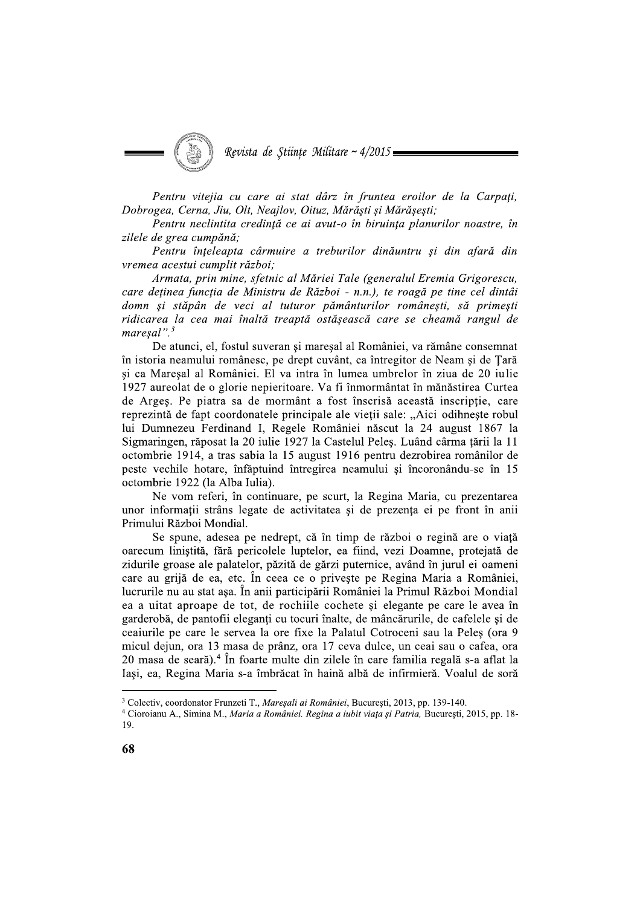*Pentru vitejia cu care ai stat dârz în fruntea eroilor de la Carpați, Dobrogea, Cerna, Jiu, Olt, Neajlov, Oituz, Mărăști și Mărășești;*

*Pentru neclintita credință ce ai avut-o în biruința planurilor noastre, în zilele de grea cumpănă;*

*Pentru înțeleapta cârmuire a treburilor dinăuntru și din afară din vremea acestui cumplit război;*

*Armata, prin mine, sfetnic al Măriei Tale (generalul Eremia Grigorescu, care deținea funcția de Ministru de Război - n.n.), te roagă pe tine cel dintâi domn și stăpân de veci al tuturor pământurilor românești, să primești ridicarea la cea mai înaltă treaptă ostășească care se cheamă rangul de mareșal".*[3]

De atunci, el, fostul suveran și mareșal al României, va rămâne consemnat în istoria neamului românesc, pe drept cuvânt, ca întregitor de Neam și de Țară și ca Mareșal al României. El va intra în lumea umbrelor în ziua de 20 iulie 1927 aureolat de o glorie nepieritoare. Va fi înmormântat în mănăstirea Curtea de Argeș. Pe piatra sa de mormânt a fost înscrisă această inscripție, care reprezintă de fapt coordonatele principale ale vieții sale: „Aici odihnește robul lui Dumnezeu Ferdinand I, Regele României născut la 24 august 1867 la Sigmaringen, răposat la 20 iulie 1927 la Castelul Peleș. Luând cârma țării la 11 octombrie 1914, a tras sabia la 15 august 1916 pentru dezrobirea românilor de peste vechile hotare, înfăptuind întregirea neamului și încoronându-se în 15 octombrie 1922 (la Alba Iulia).

Ne vom referi, în continuare, pe scurt, la Regina Maria, cu prezentarea unor informații strâns legate de activitatea și de prezența ei pe front în anii Primului Război Mondial.

Se spune, adesea pe nedrept, că în timp de război o regină are o viață oarecum liniștită, fără pericolele luptelor, ea fiind, vezi Doamne, protejată de zidurile groase ale palatelor, păzită de gărzi puternice, având în jurul ei oameni care au grijă de ea, etc. În ceea ce o privește pe Regina Maria a României, lucrurile nu au stat așa. În anii participării României la Primul Război Mondial ea a uitat aproape de tot, de rochiile cochete și elegante pe care le avea în garderobă, de pantofii eleganți cu tocuri înalte, de mâncărurile, de cafelele și de ceaiurile pe care le servea la ore fixe la Palatul Cotroceni sau la Peleș (ora 9 micul dejun, ora 13 masa de prânz, ora 17 ceva dulce, un ceai sau o cafea, ora 20 masa de seară).[4] În foarte multe din zilele în care familia regală s-a aflat la Iași, ea, Regina Maria s-a îmbrăcat în haină albă de infirmieră. Voalul de soră

---

[3] Colectiv, coordonator Frunzeti T., *Mareșali ai României*, București, 2013, pp. 139-140.

[4] Ciobroianu A., Simina M., *Maria a României. Regina a iubit viața și Patria*, București, 2015, pp. 18-19.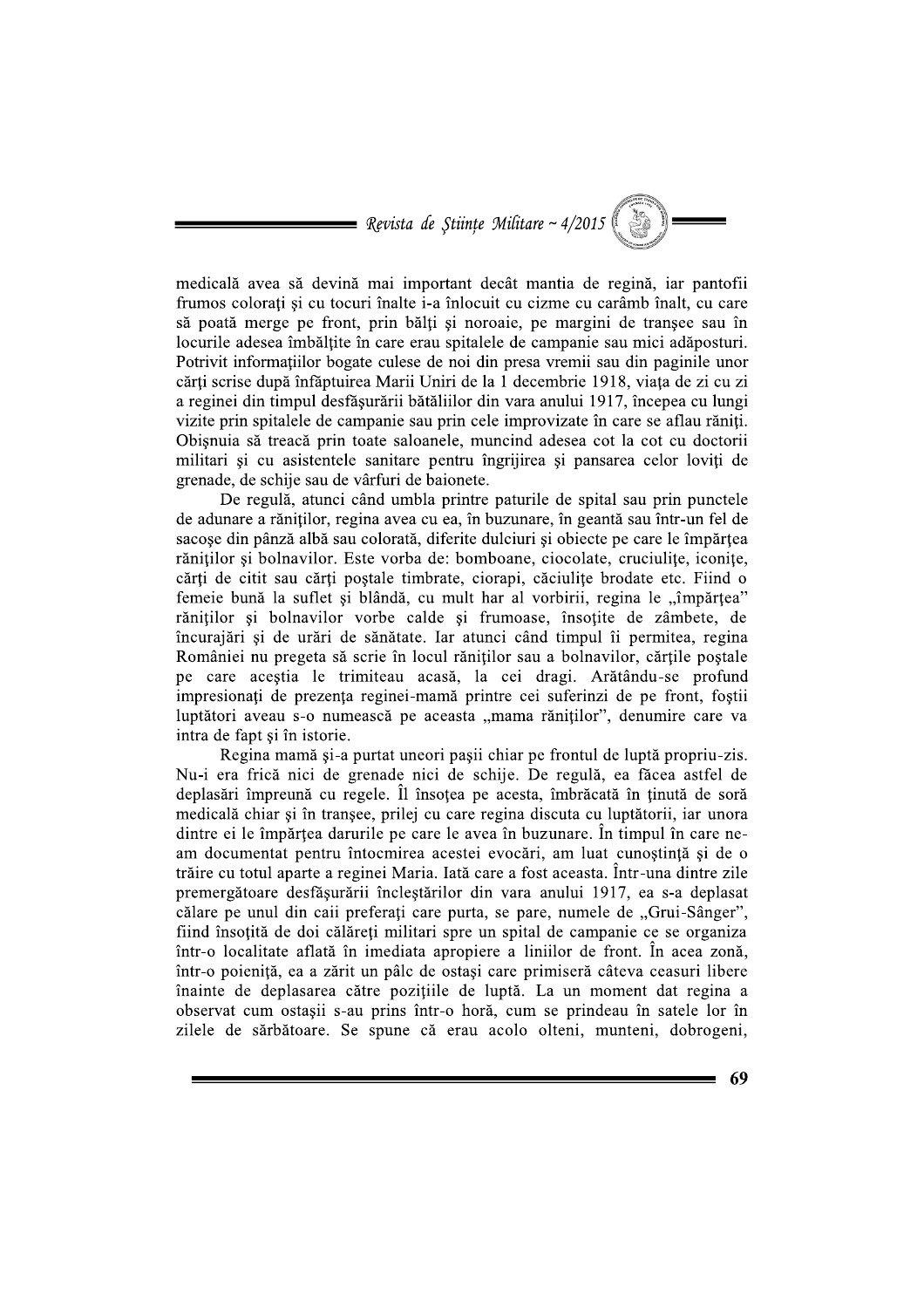medicală avea să devină mai important decât mantia de regină, iar pantofii frumos colorați și cu tocuri înalte i-a înlocuit cu cizme cu carâmb înalt, cu care să poată merge pe front, prin bălți și noroaie, pe margini de tranșee sau în locurile adesea îmbălțite în care erau spitalele de campanie sau mici adăposturi. Potrivit informațiilor bogate culese de noi din presa vremii sau din paginile unor cărți scrise după înfăptuirea Marii Uniri de la 1 decembrie 1918, viața de zi cu zi a reginei din timpul desfășurării bătăliilor din vara anului 1917, începea cu lungi vizite prin spitalele de campanie sau prin cele improvizate în care se aflau răniți. Obișnuia să treacă prin toate saloanele, muncind adesea cot la cot cu doctorii militari și cu asistentele sanitare pentru îngrijirea și pansarea celor loviți de grenade, de schije sau de vârfuri de baionete.

De regulă, atunci când umbla printre paturile de spital sau prin punctele de adunare a răniților, regina avea cu ea, în buzunare, în geantă sau într-un fel de sacoșe din pânză albă sau colorată, diferite dulciuri și obiecte pe care le împărțea răniților și bolnavilor. Este vorba de: bomboane, ciocolate, cruciulițe, iconițe, cărți de citit sau cărți poștale timbrate, ciorapi, căciulițe brodate etc. Fiind o femeie bună la suflet și blândă, cu mult har al vorbirii, regina le „împărțea" răniților și bolnavilor vorbe calde și frumoase, însoțite de zâmbete, de încurajări și de urări de sănătate. Iar atunci când timpul îi permitea, regina României nu pregeta să scrie în locul răniților sau a bolnavilor, cărțile poștale pe care aceștia le trimiteau acasă, la cei dragi. Arătându-se profund impresionați de prezența reginei-mamă printre cei suferinzi de pe front, foștii luptători aveau s-o numească pe aceasta „mama răniților", denumire care va intra de fapt și în istorie.

Regina mamă și-a purtat uneori pașii chiar pe frontul de luptă propriu-zis. Nu-i era frică nici de grenade nici de schije. De regulă, ea făcea astfel de deplasări împreună cu regele. Îl însoțea pe acesta, îmbrăcată în ținută de soră medicală chiar și în tranșee, prilej cu care regina discuta cu luptătorii, iar unora dintre ei le împărțea darurile pe care le avea în buzunare. În timpul în care ne-am documentat pentru întocmirea acestei evocări, am luat cunoștință și de o trăire cu totul aparte a reginei Maria. Iată care a fost aceasta. Într-una dintre zile premergătoare desfășurării încleștărilor din vara anului 1917, ea s-a deplasat călare pe unul din caii preferați care purta, se pare, numele de „Grui-Sânger", fiind însoțită de doi călăreți militari spre un spital de campanie ce se organiza într-o localitate aflată în imediata apropiere a liniilor de front. În acea zonă, într-o poieniță, ea a zărit un pâlc de ostași care primiseră câteva ceasuri libere înainte de deplasarea către pozițiile de luptă. La un moment dat regina a observat cum ostașii s-au prins într-o horă, cum se prindeau în satele lor în zilele de sărbătoare. Se spune că erau acolo olteni, munteni, dobrogeni,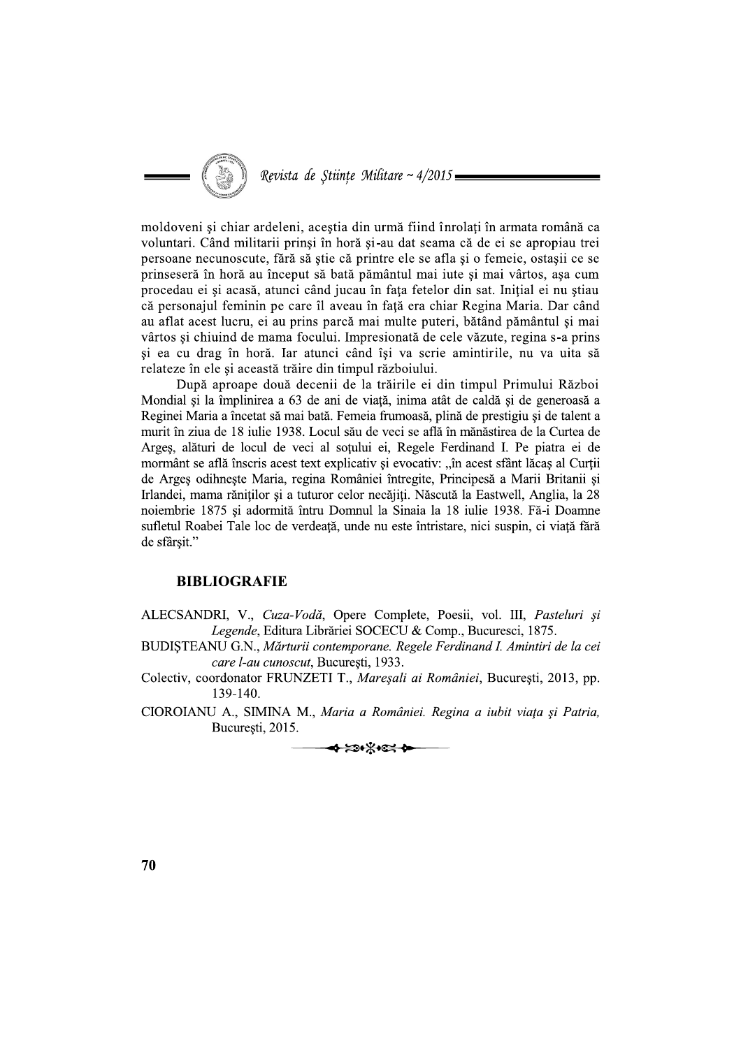moldoveni şi chiar ardeleni, aceştia din urmă fiind înrolaţi în armata română ca voluntari. Când militarii prinşi în horă şi-au dat seama că de ei se apropiau trei persoane necunoscute, fără să ştie că printre ele se afla şi o femeie, ostaşii ce se prinseseră în horă au început să bată pământul mai iute şi mai vârtos, aşa cum procedau ei şi acasă, atunci când jucau în faţa fetelor din sat. Iniţial ei nu ştiau că personajul feminin pe care îl aveau în faţă era chiar Regina Maria. Dar când au aflat acest lucru, ei au prins parcă mai multe puteri, bătând pământul şi mai vârtos şi chiuind de mama focului. Impresionată de cele văzute, regina s-a prins şi ea cu drag în horă. Iar atunci când îşi va scrie amintirile, nu va uita să relateze în ele şi această trăire din timpul războiului.

După aproape două decenii de la trăirile ei din timpul Primului Război Mondial şi la împlinirea a 63 de ani de viaţă, inima atât de caldă şi de generoasă a Reginei Maria a încetat să mai bată. Femeia frumoasă, plină de prestigiu şi de talent a murit în ziua de 18 iulie 1938. Locul său de veci se află în mănăstirea de la Curtea de Argeş, alături de locul de veci al soţului ei, Regele Ferdinand I. Pe piatra ei de mormânt se află înscris acest text explicativ şi evocativ: „în acest sfânt lăcaş al Curţii de Argeş odihneşte Maria, regina României întregite, Principesă a Marii Britanii şi Irlandei, mama răniţilor şi a tuturor celor necăjiţi. Născută la Eastwell, Anglia, la 28 noiembrie 1875 şi adormită întru Domnul la Sinaia la 18 iulie 1938. Fă-i Doamne sufletul Roabei Tale loc de verdeaţă, unde nu este întristare, nici suspin, ci viaţă fără de sfârşit."

## BIBLIOGRAFIE

ALECSANDRI, V., *Cuza-Vodă*, Opere Complete, Poesii, vol. III, *Pasteluri şi Legende*, Editura Librăriei SOCECU & Comp., Bucuresci, 1875.

BUDIŞTEANU G.N., *Mărturii contemporane. Regele Ferdinand I. Amintiri de la cei care l-au cunoscut*, Bucureşti, 1933.

Colectiv, coordonator FRUNZETI T., *Mareşali ai României*, Bucureşti, 2013, pp. 139-140.

CIOROIANU A., SIMINA M., *Maria a României. Regina a iubit viaţa şi Patria*, Bucureşti, 2015.